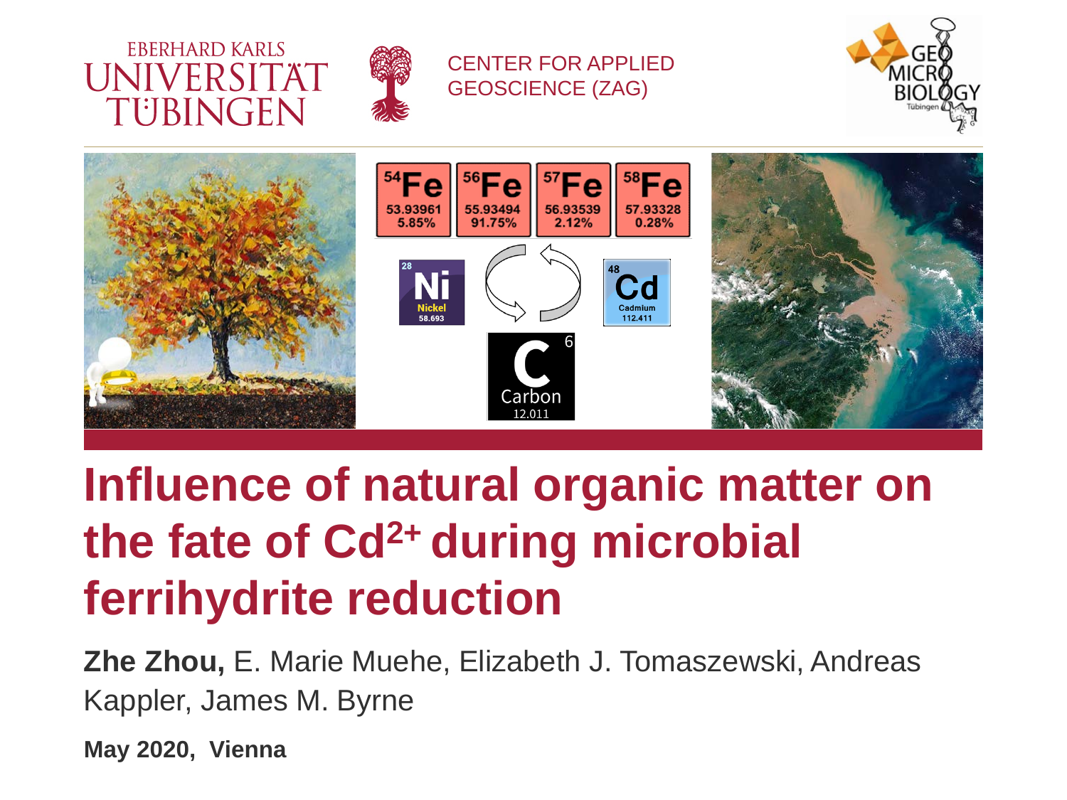EBERHARD KARLS UNIVERSITÄT TÜBINGEN

CENTER FOR APPLIED GEOSCIENCE (ZAG)

# Influence of natural organic matter on the fate of $Cd^{2+}$ during microbial ferrihydrite reduction

**Zhe Zhou,** E. Marie Muehe, Elizabeth J. Tomaszewski, Andreas Kappler, James M. Byrne

**May 2020, Vienna**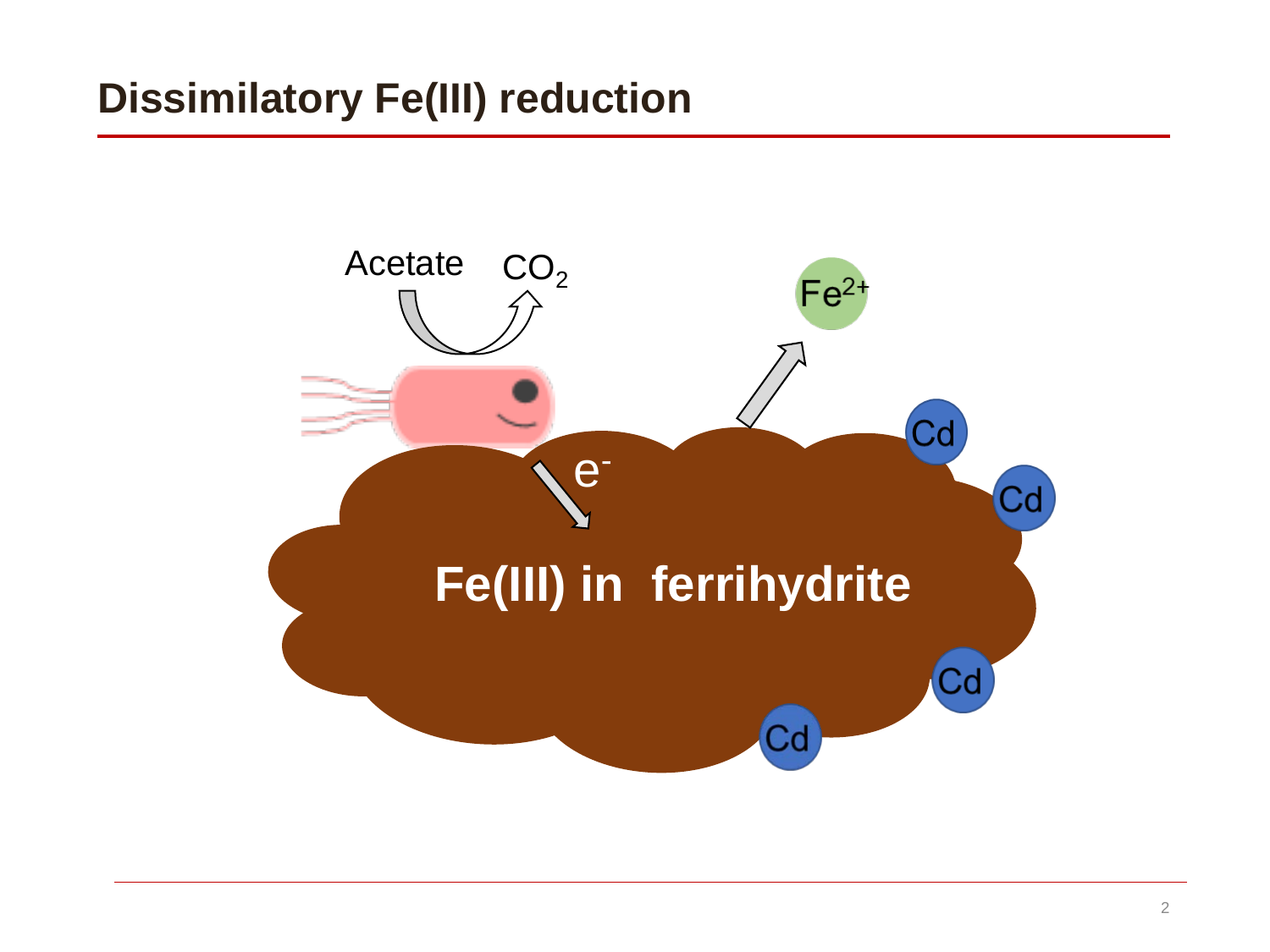# Dissimilatory Fe(III) reduction

Acetate $CO_2$

$Fe^{2+}$

$e^-$

Fe(III) in ferrihydrite

Cd

Cd

Cd

Cd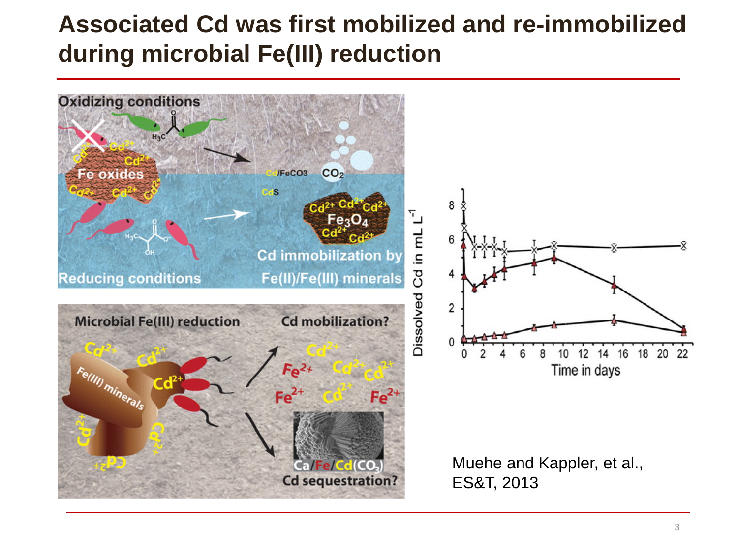# Associated Cd was first mobilized and re-immobilized during microbial Fe(III) reduction

Muehe and Kappler, et al., ES&T, 2013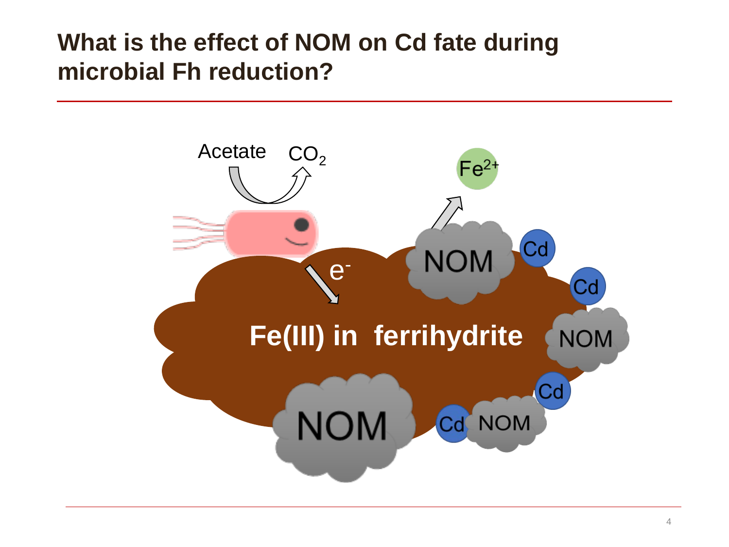# What is the effect of NOM on Cd fate during microbial Fh reduction?

Acetate $CO_2$

$Fe^{2+}$

$e^-$

NOM

Cd

Cd

**Fe(III) in ferrihydrite**

NOM

Cd

NOM

Cd NOM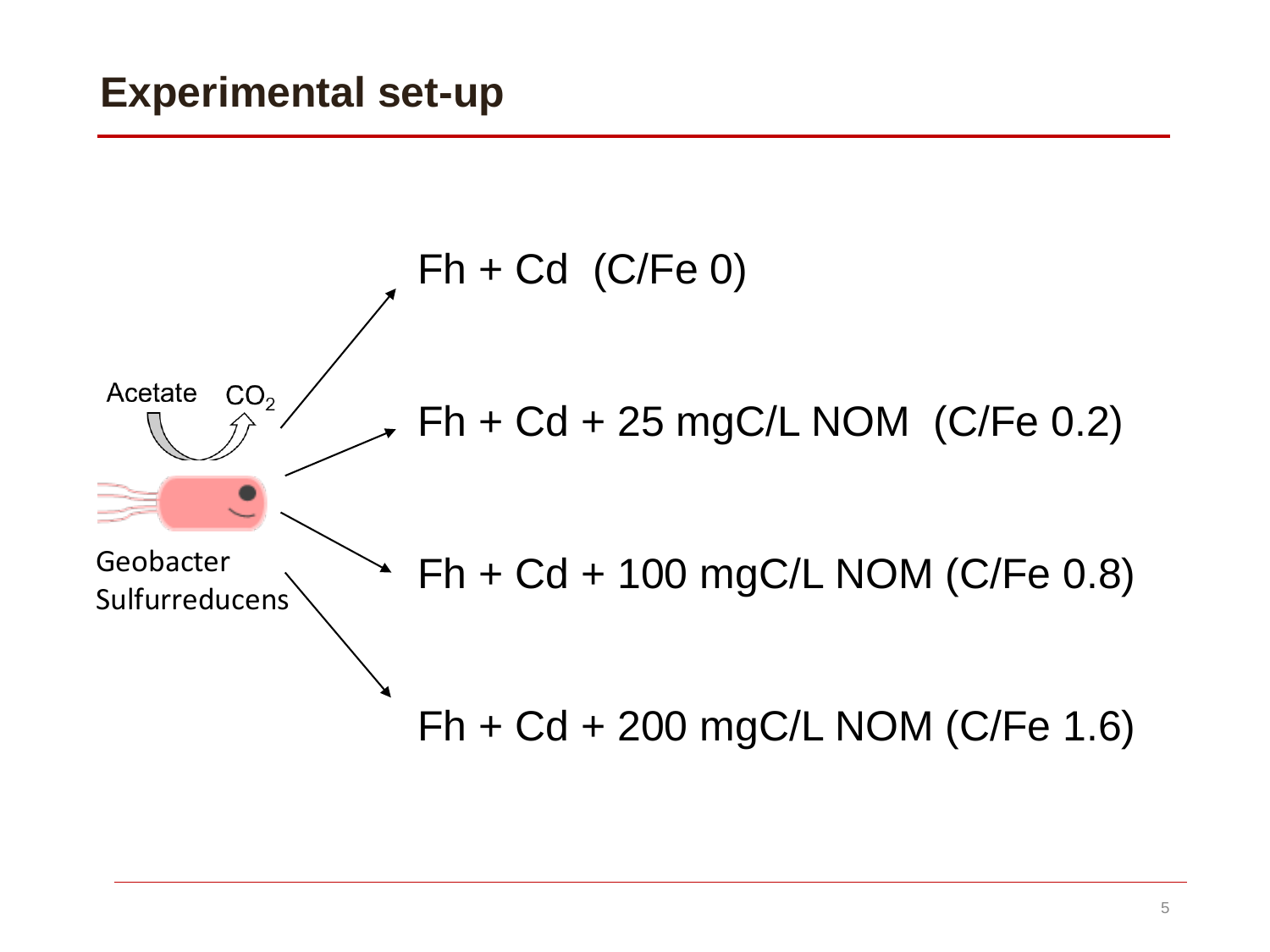# Experimental set-up

Acetate $CO_2$

Geobacter Sulfurreducens

- Fh + Cd (C/Fe 0)
- Fh + Cd + 25 mgC/L NOM (C/Fe 0.2)
- Fh + Cd + 100 mgC/L NOM (C/Fe 0.8)
- Fh + Cd + 200 mgC/L NOM (C/Fe 1.6)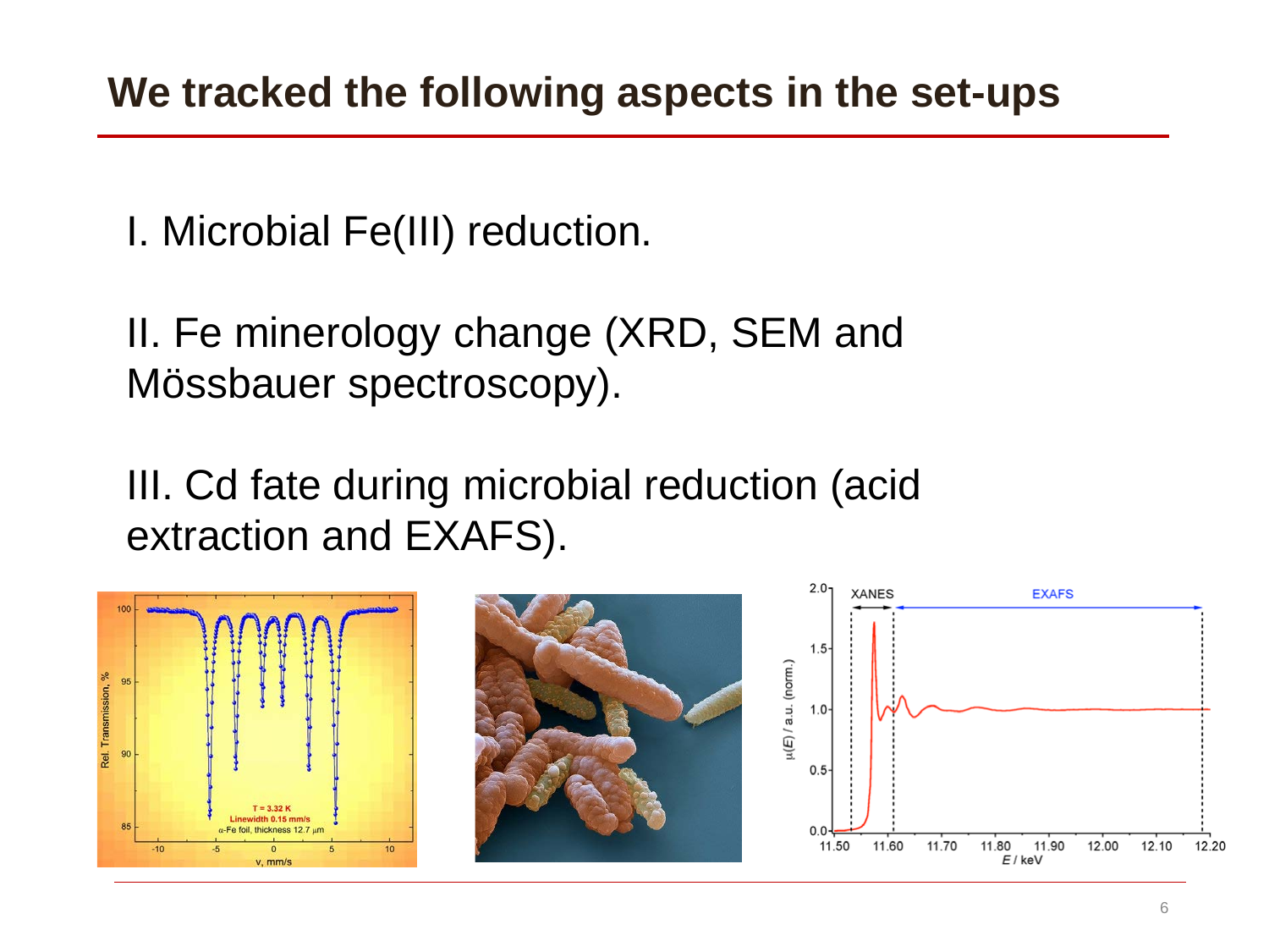# We tracked the following aspects in the set-ups

I. Microbial Fe(III) reduction.

II. Fe minerology change (XRD, SEM and Mössbauer spectroscopy).

III. Cd fate during microbial reduction (acid extraction and EXAFS).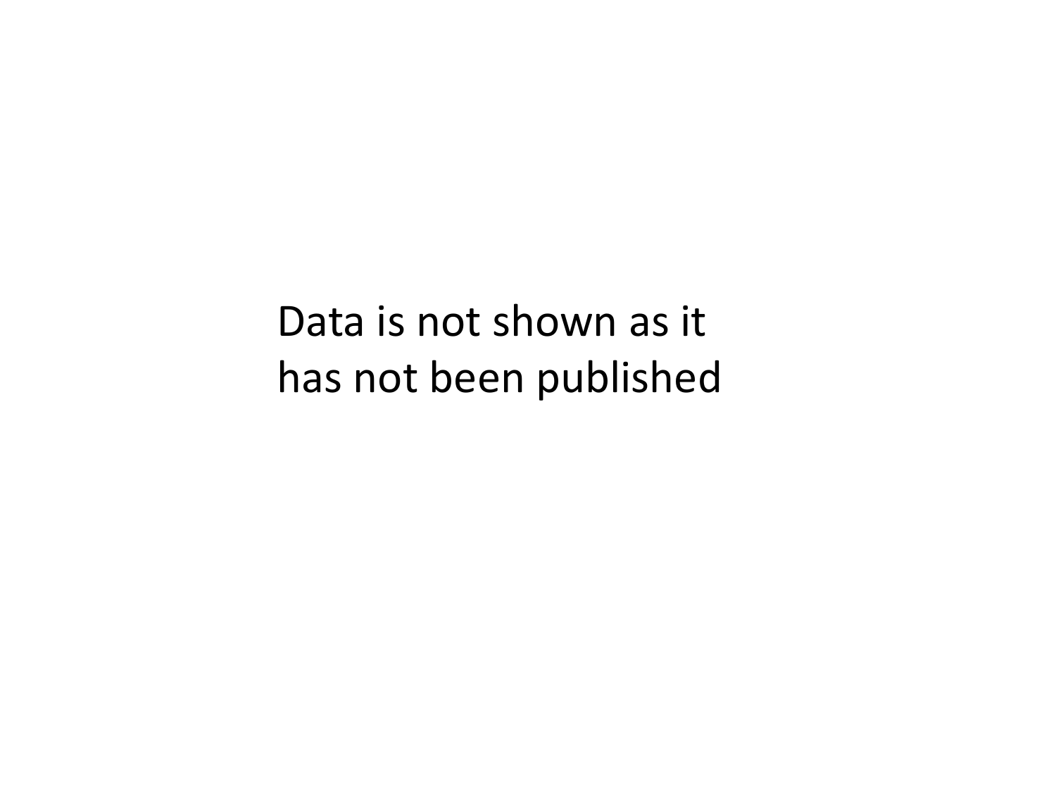Data is not shown as it has not been published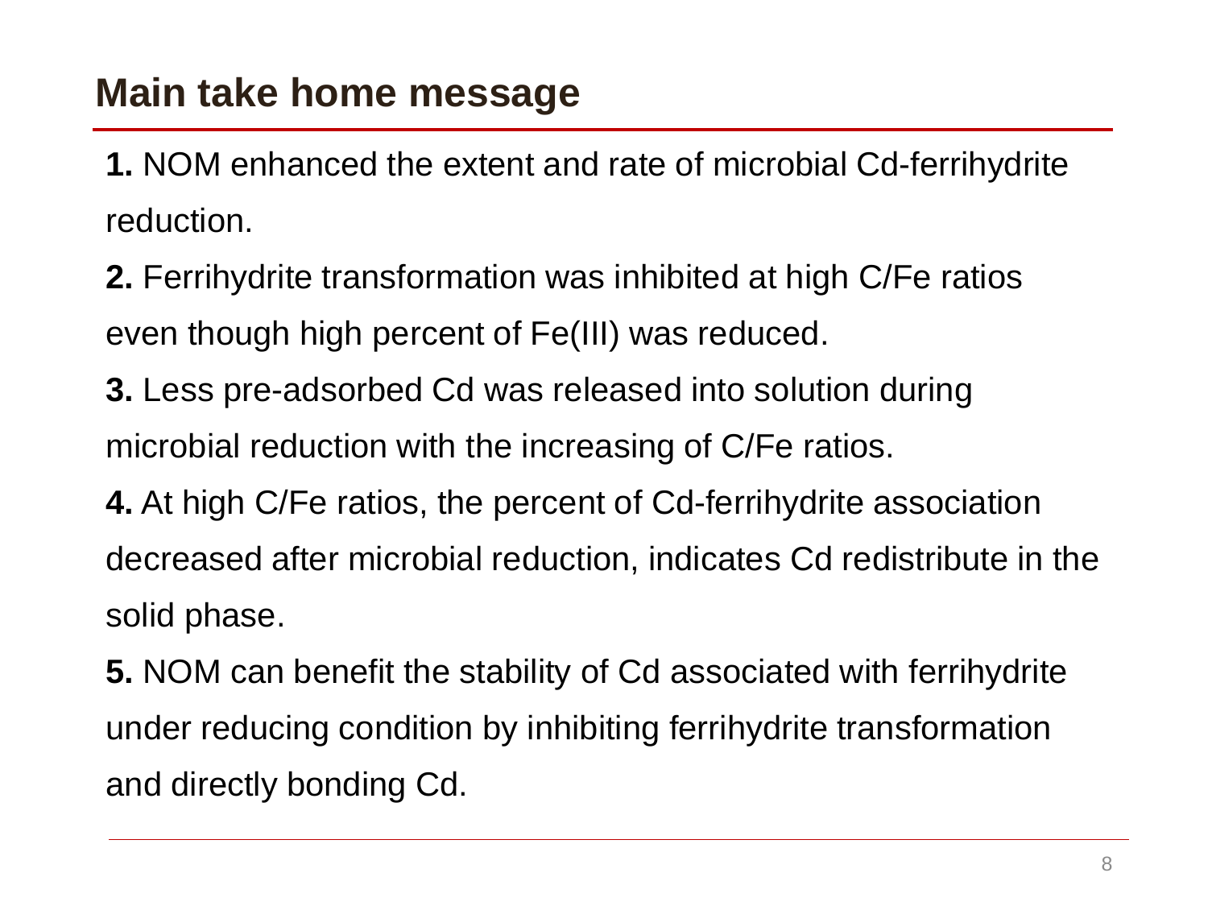## Main take home message

**1.** NOM enhanced the extent and rate of microbial Cd-ferrihydrite reduction.

**2.** Ferrihydrite transformation was inhibited at high C/Fe ratios even though high percent of Fe(III) was reduced.

**3.** Less pre-adsorbed Cd was released into solution during microbial reduction with the increasing of C/Fe ratios.

**4.** At high C/Fe ratios, the percent of Cd-ferrihydrite association decreased after microbial reduction, indicates Cd redistribute in the solid phase.

**5.** NOM can benefit the stability of Cd associated with ferrihydrite under reducing condition by inhibiting ferrihydrite transformation and directly bonding Cd.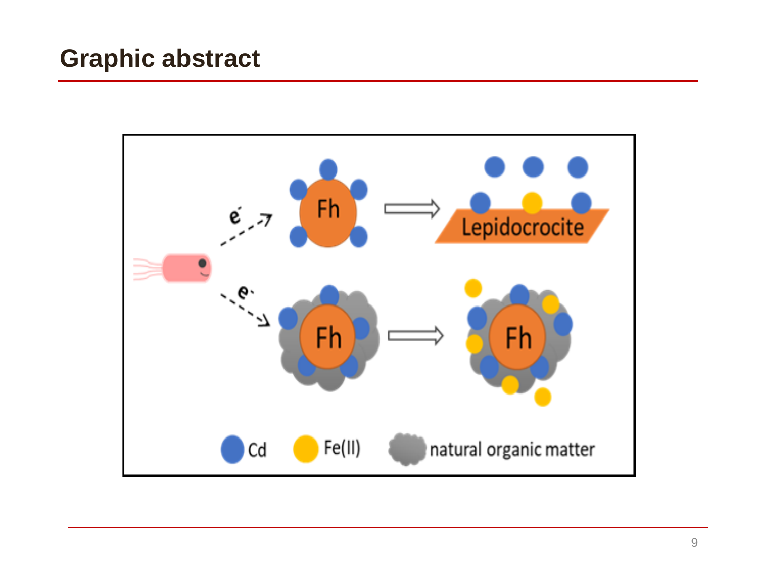## Graphic abstract

e⁻ → Fh → Lepidocrocite

e⁻ → Fh → Fh

Cd　Fe(II)　natural organic matter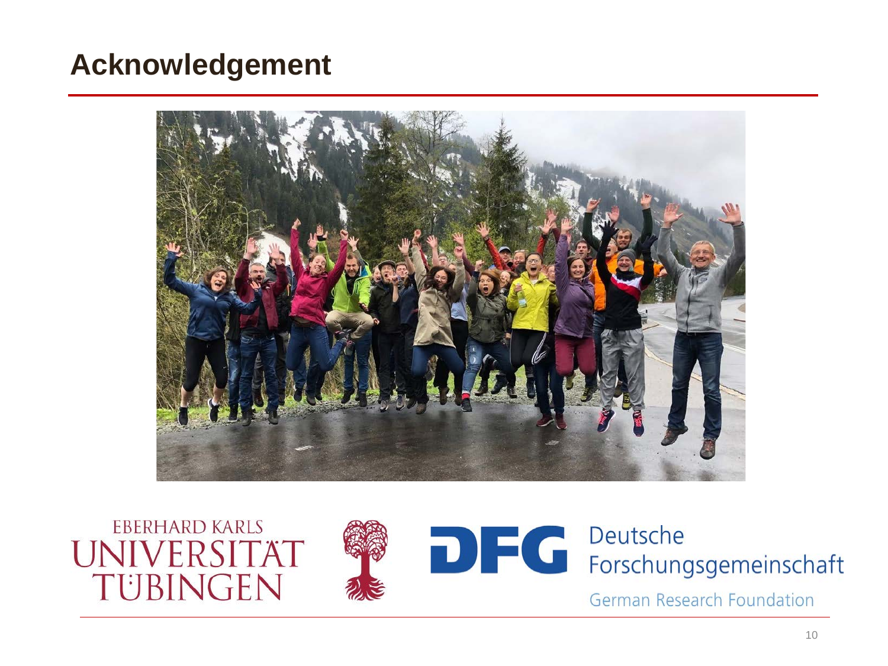# Acknowledgement

EBERHARD KARLS
UNIVERSITÄT
TÜBINGEN

DFG Deutsche Forschungsgemeinschaft

German Research Foundation